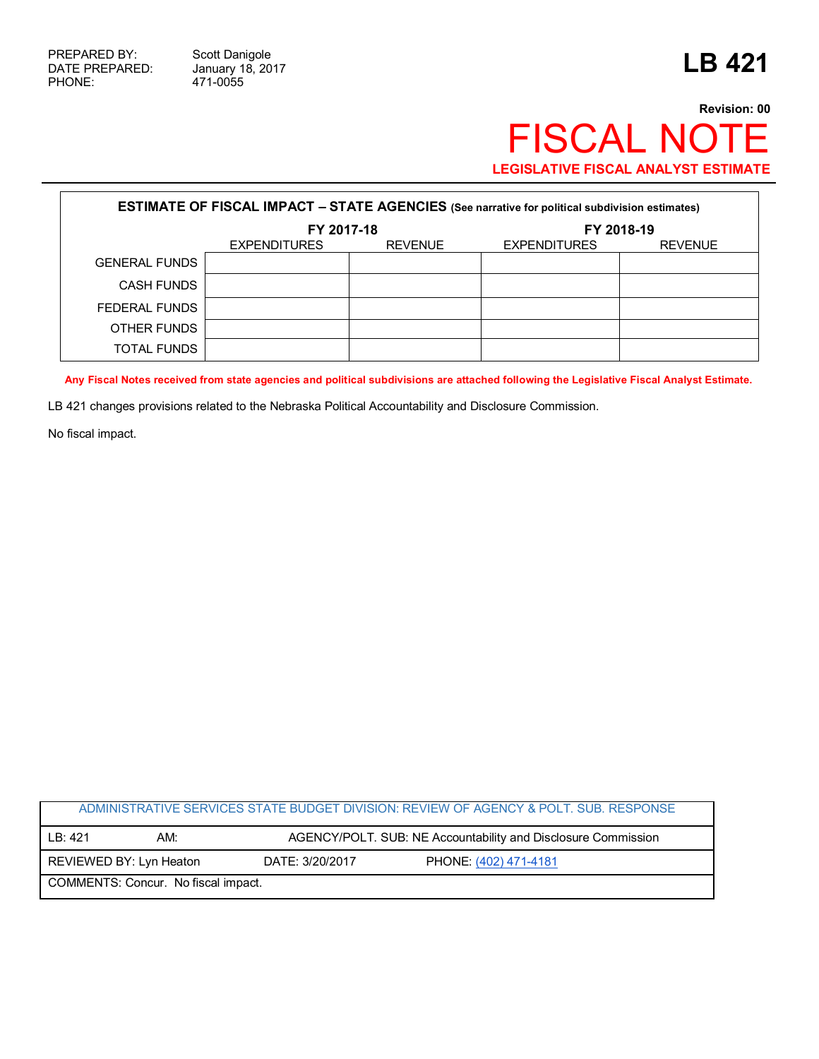PREPARED BY: Scott Danigole
DATE PREPARED: January 18, 2017
PHONE: 471-0055

# LB 421

**Revision: 00**

# FISCAL NOTE

**LEGISLATIVE FISCAL ANALYST ESTIMATE**

| **ESTIMATE OF FISCAL IMPACT – STATE AGENCIES** (See narrative for political subdivision estimates) | | | | |
|---|---|---|---|---|
| | **FY 2017-18** | | **FY 2018-19** | |
| | EXPENDITURES | REVENUE | EXPENDITURES | REVENUE |
| GENERAL FUNDS | | | | |
| CASH FUNDS | | | | |
| FEDERAL FUNDS | | | | |
| OTHER FUNDS | | | | |
| TOTAL FUNDS | | | | |

**Any Fiscal Notes received from state agencies and political subdivisions are attached following the Legislative Fiscal Analyst Estimate.**

LB 421 changes provisions related to the Nebraska Political Accountability and Disclosure Commission.

No fiscal impact.

| ADMINISTRATIVE SERVICES STATE BUDGET DIVISION: REVIEW OF AGENCY & POLT. SUB. RESPONSE | | |
|---|---|---|
| LB: 421 AM: | AGENCY/POLT. SUB: NE Accountability and Disclosure Commission | |
| REVIEWED BY: Lyn Heaton | DATE: 3/20/2017 | PHONE: (402) 471-4181 |
| COMMENTS: Concur. No fiscal impact. | | |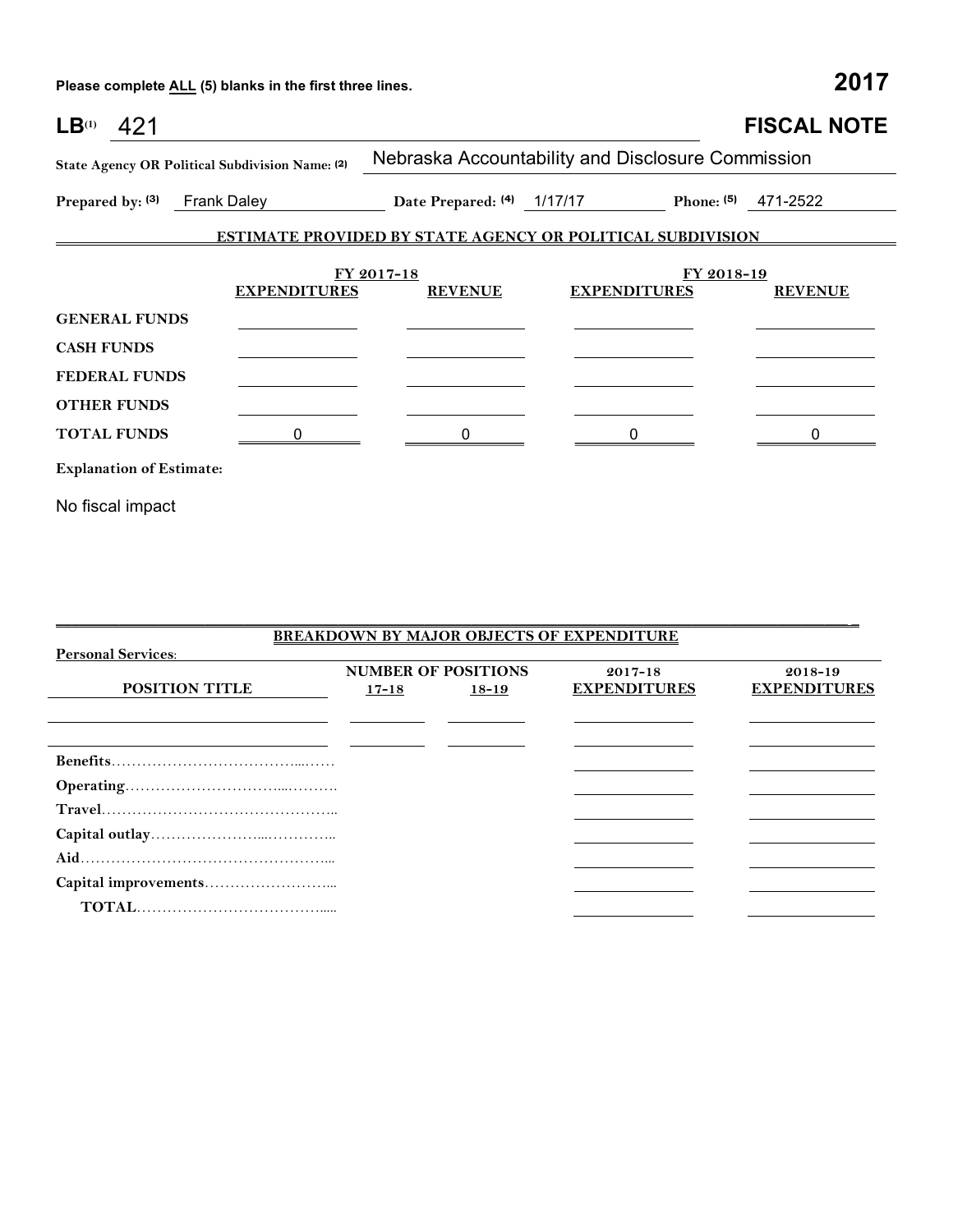**Please complete ALL (5) blanks in the first three lines.**

**2017**

# LB[(1)] 421 — FISCAL NOTE

**State Agency OR Political Subdivision Name: (2)** Nebraska Accountability and Disclosure Commission

**Prepared by: (3)** Frank Daley **Date Prepared: (4)** 1/17/17 **Phone: (5)** 471-2522

## ESTIMATE PROVIDED BY STATE AGENCY OR POLITICAL SUBDIVISION

| | FY 2017-18 | | FY 2018-19 | |
|---|---|---|---|---|
| | **EXPENDITURES** | **REVENUE** | **EXPENDITURES** | **REVENUE** |
| **GENERAL FUNDS** | | | | |
| **CASH FUNDS** | | | | |
| **FEDERAL FUNDS** | | | | |
| **OTHER FUNDS** | | | | |
| **TOTAL FUNDS** | 0 | 0 | 0 | 0 |

**Explanation of Estimate:**

No fiscal impact

## BREAKDOWN BY MAJOR OBJECTS OF EXPENDITURE

**Personal Services:**

| POSITION TITLE | NUMBER OF POSITIONS 17-18 | NUMBER OF POSITIONS 18-19 | 2017-18 EXPENDITURES | 2018-19 EXPENDITURES |
|---|---|---|---|---|
| | | | | |
| | | | | |
| **Benefits** | | | | |
| **Operating** | | | | |
| **Travel** | | | | |
| **Capital outlay** | | | | |
| **Aid** | | | | |
| **Capital improvements** | | | | |
| **TOTAL** | | | | |